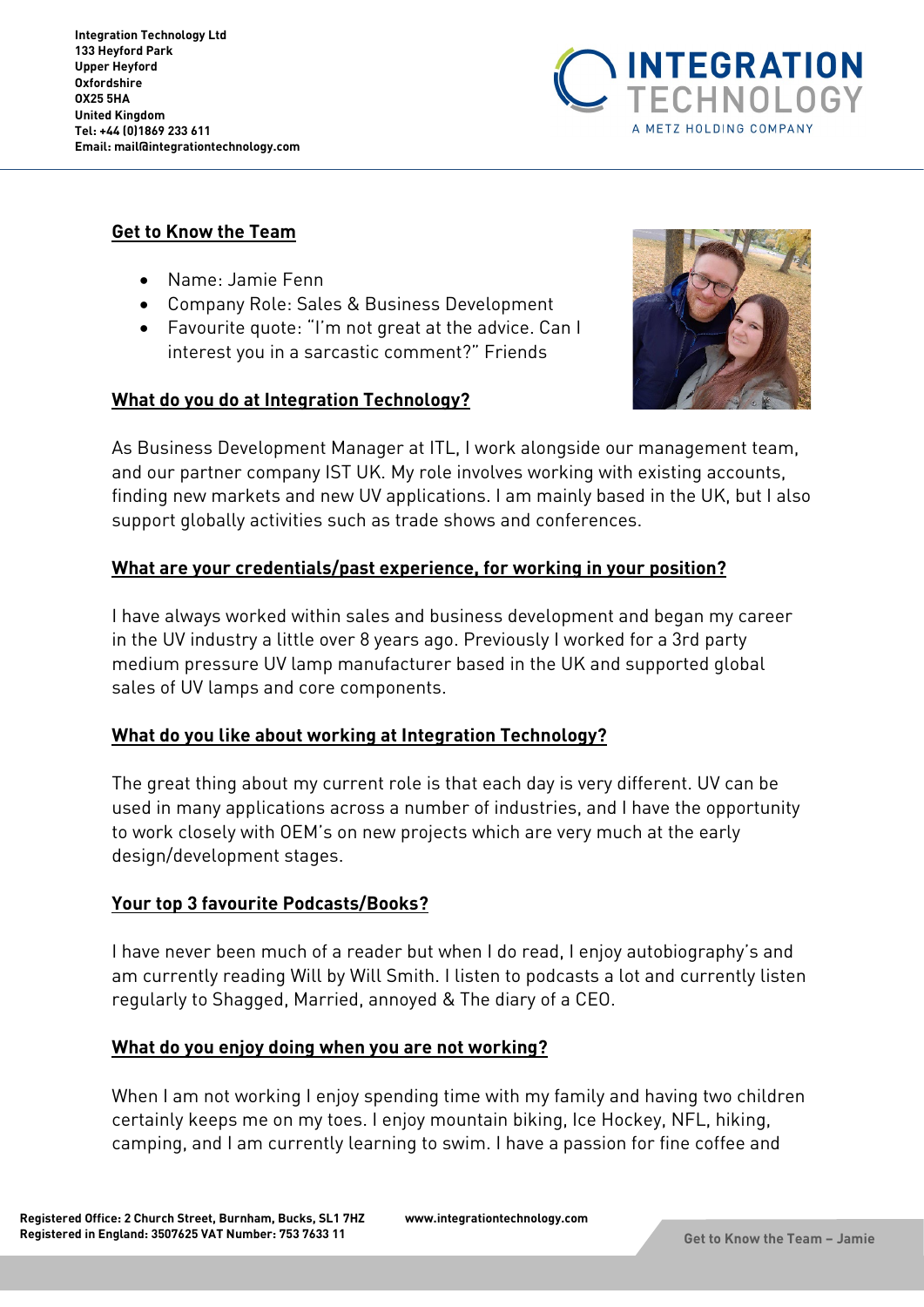Integration Technology Ltd
133 Heyford Park
Upper Heyford
Oxfordshire
OX25 5HA
United Kingdom
Tel: +44 (0)1869 233 611
Email: mail@integrationtechnology.com

## Get to Know the Team

- Name: Jamie Fenn
- Company Role: Sales & Business Development
- Favourite quote: "I'm not great at the advice. Can I interest you in a sarcastic comment?" Friends

## What do you do at Integration Technology?

As Business Development Manager at ITL, I work alongside our management team, and our partner company IST UK. My role involves working with existing accounts, finding new markets and new UV applications. I am mainly based in the UK, but I also support globally activities such as trade shows and conferences.

## What are your credentials/past experience, for working in your position?

I have always worked within sales and business development and began my career in the UV industry a little over 8 years ago. Previously I worked for a 3rd party medium pressure UV lamp manufacturer based in the UK and supported global sales of UV lamps and core components.

## What do you like about working at Integration Technology?

The great thing about my current role is that each day is very different. UV can be used in many applications across a number of industries, and I have the opportunity to work closely with OEM's on new projects which are very much at the early design/development stages.

## Your top 3 favourite Podcasts/Books?

I have never been much of a reader but when I do read, I enjoy autobiography's and am currently reading Will by Will Smith. I listen to podcasts a lot and currently listen regularly to Shagged, Married, annoyed & The diary of a CEO.

## What do you enjoy doing when you are not working?

When I am not working I enjoy spending time with my family and having two children certainly keeps me on my toes. I enjoy mountain biking, Ice Hockey, NFL, hiking, camping, and I am currently learning to swim. I have a passion for fine coffee and

Registered Office: 2 Church Street, Burnham, Bucks, SL1 7HZ
Registered in England: 3507625 VAT Number: 753 7633 11
www.integrationtechnology.com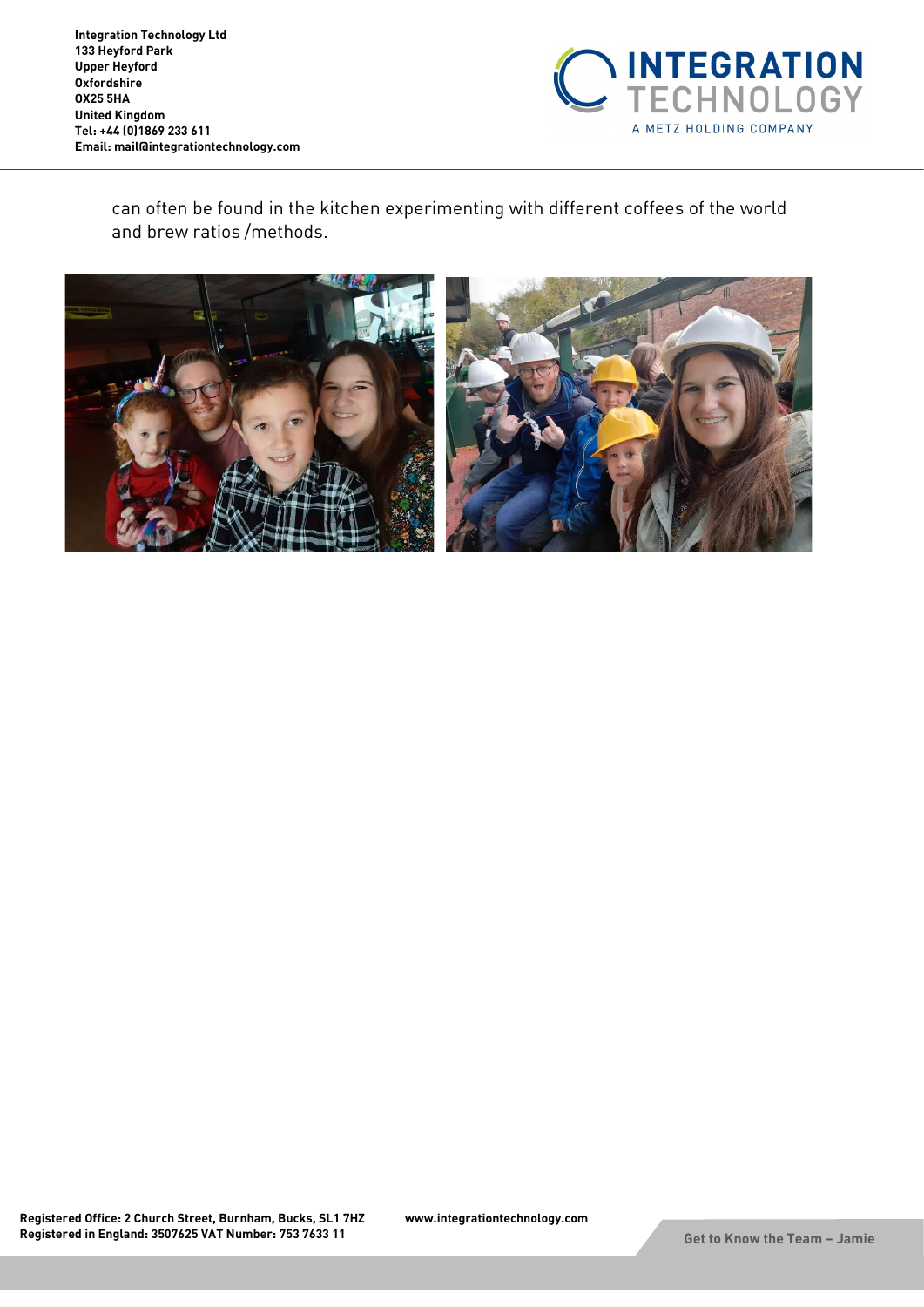can often be found in the kitchen experimenting with different coffees of the world and brew ratios /methods.